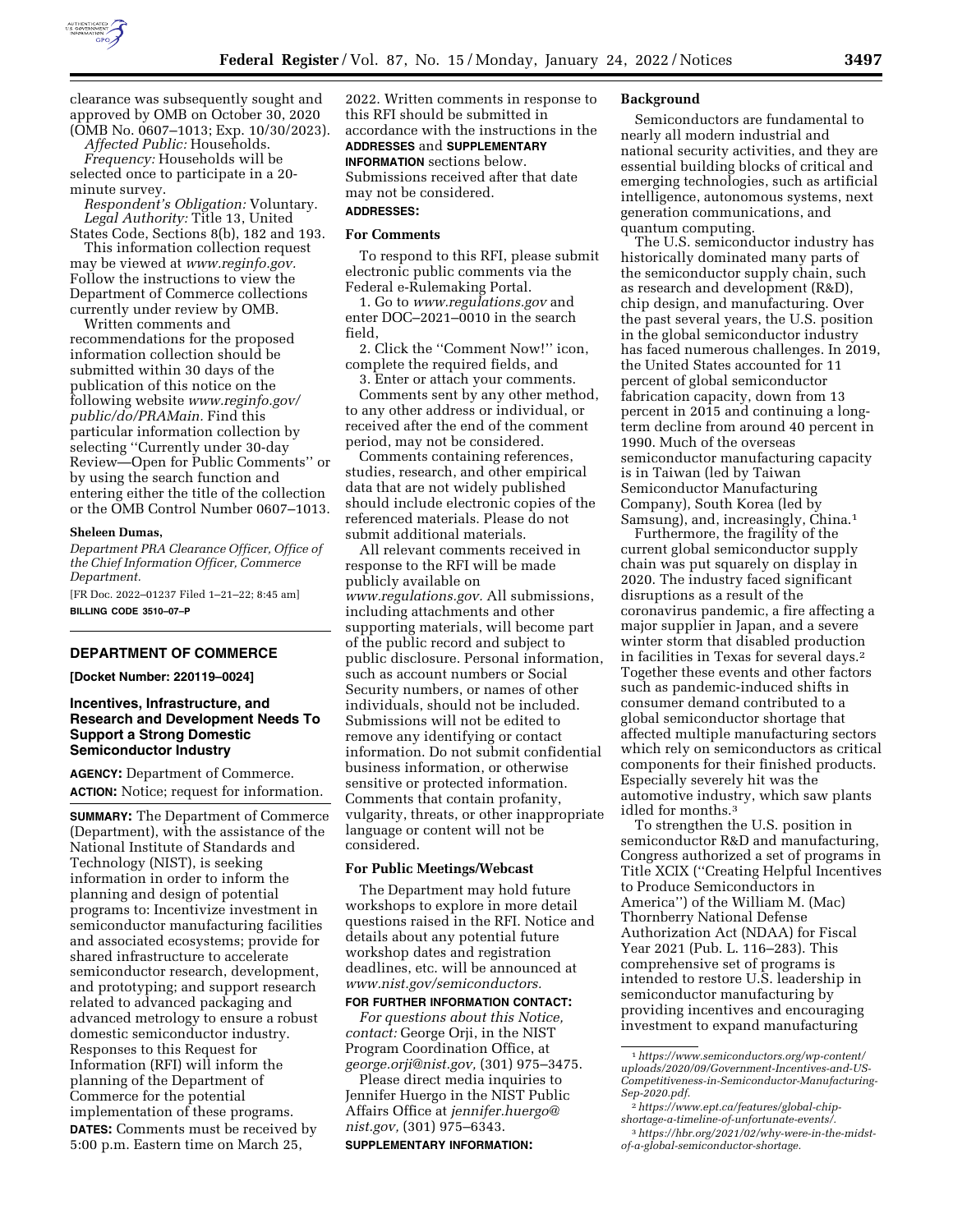clearance was subsequently sought and approved by OMB on October 30, 2020 (OMB No. 0607–1013; Exp. 10/30/2023).

*Affected Public:* Households.

*Frequency:* Households will be selected once to participate in a 20-minute survey.

*Respondent's Obligation:* Voluntary.

*Legal Authority:* Title 13, United States Code, Sections 8(b), 182 and 193.

This information collection request may be viewed at *www.reginfo.gov.* Follow the instructions to view the Department of Commerce collections currently under review by OMB.

Written comments and recommendations for the proposed information collection should be submitted within 30 days of the publication of this notice on the following website *www.reginfo.gov/public/do/PRAMain.* Find this particular information collection by selecting ''Currently under 30-day Review—Open for Public Comments'' or by using the search function and entering either the title of the collection or the OMB Control Number 0607–1013.

**Sheleen Dumas,**

*Department PRA Clearance Officer, Office of the Chief Information Officer, Commerce Department.*

[FR Doc. 2022–01237 Filed 1–21–22; 8:45 am]

**BILLING CODE 3510–07–P**

---

## DEPARTMENT OF COMMERCE

**[Docket Number: 220119–0024]**

## Incentives, Infrastructure, and Research and Development Needs To Support a Strong Domestic Semiconductor Industry

**AGENCY:** Department of Commerce.

**ACTION:** Notice; request for information.

**SUMMARY:** The Department of Commerce (Department), with the assistance of the National Institute of Standards and Technology (NIST), is seeking information in order to inform the planning and design of potential programs to: Incentivize investment in semiconductor manufacturing facilities and associated ecosystems; provide for shared infrastructure to accelerate semiconductor research, development, and prototyping; and support research related to advanced packaging and advanced metrology to ensure a robust domestic semiconductor industry. Responses to this Request for Information (RFI) will inform the planning of the Department of Commerce for the potential implementation of these programs.

**DATES:** Comments must be received by 5:00 p.m. Eastern time on March 25, 2022. Written comments in response to this RFI should be submitted in accordance with the instructions in the **ADDRESSES** and **SUPPLEMENTARY INFORMATION** sections below. Submissions received after that date may not be considered.

**ADDRESSES:**

### For Comments

To respond to this RFI, please submit electronic public comments via the Federal e-Rulemaking Portal.

1. Go to *www.regulations.gov* and enter DOC–2021–0010 in the search field,

2. Click the ''Comment Now!'' icon, complete the required fields, and

3. Enter or attach your comments.

Comments sent by any other method, to any other address or individual, or received after the end of the comment period, may not be considered.

Comments containing references, studies, research, and other empirical data that are not widely published should include electronic copies of the referenced materials. Please do not submit additional materials.

All relevant comments received in response to the RFI will be made publicly available on *www.regulations.gov.* All submissions, including attachments and other supporting materials, will become part of the public record and subject to public disclosure. Personal information, such as account numbers or Social Security numbers, or names of other individuals, should not be included. Submissions will not be edited to remove any identifying or contact information. Do not submit confidential business information, or otherwise sensitive or protected information. Comments that contain profanity, vulgarity, threats, or other inappropriate language or content will not be considered.

### For Public Meetings/Webcast

The Department may hold future workshops to explore in more detail questions raised in the RFI. Notice and details about any potential future workshop dates and registration deadlines, etc. will be announced at *www.nist.gov/semiconductors.*

**FOR FURTHER INFORMATION CONTACT:**

*For questions about this Notice, contact:* George Orji, in the NIST Program Coordination Office, at *george.orji@nist.gov,* (301) 975–3475.

Please direct media inquiries to Jennifer Huergo in the NIST Public Affairs Office at *jennifer.huergo@nist.gov,* (301) 975–6343.

**SUPPLEMENTARY INFORMATION:**

### Background

Semiconductors are fundamental to nearly all modern industrial and national security activities, and they are essential building blocks of critical and emerging technologies, such as artificial intelligence, autonomous systems, next generation communications, and quantum computing.

The U.S. semiconductor industry has historically dominated many parts of the semiconductor supply chain, such as research and development (R&D), chip design, and manufacturing. Over the past several years, the U.S. position in the global semiconductor industry has faced numerous challenges. In 2019, the United States accounted for 11 percent of global semiconductor fabrication capacity, down from 13 percent in 2015 and continuing a long-term decline from around 40 percent in 1990. Much of the overseas semiconductor manufacturing capacity is in Taiwan (led by Taiwan Semiconductor Manufacturing Company), South Korea (led by Samsung), and, increasingly, China.[1]

Furthermore, the fragility of the current global semiconductor supply chain was put squarely on display in 2020. The industry faced significant disruptions as a result of the coronavirus pandemic, a fire affecting a major supplier in Japan, and a severe winter storm that disabled production in facilities in Texas for several days.[2] Together these events and other factors such as pandemic-induced shifts in consumer demand contributed to a global semiconductor shortage that affected multiple manufacturing sectors which rely on semiconductors as critical components for their finished products. Especially severely hit was the automotive industry, which saw plants idled for months.[3]

To strengthen the U.S. position in semiconductor R&D and manufacturing, Congress authorized a set of programs in Title XCIX (''Creating Helpful Incentives to Produce Semiconductors in America'') of the William M. (Mac) Thornberry National Defense Authorization Act (NDAA) for Fiscal Year 2021 (Pub. L. 116–283). This comprehensive set of programs is intended to restore U.S. leadership in semiconductor manufacturing by providing incentives and encouraging investment to expand manufacturing

---

[1] *https://www.semiconductors.org/wp-content/uploads/2020/09/Government-Incentives-and-US-Competitiveness-in-Semiconductor-Manufacturing-Sep-2020.pdf.*

[2] *https://www.ept.ca/features/global-chip-shortage-a-timeline-of-unfortunate-events/.*

[3] *https://hbr.org/2021/02/why-were-in-the-midst-of-a-global-semiconductor-shortage.*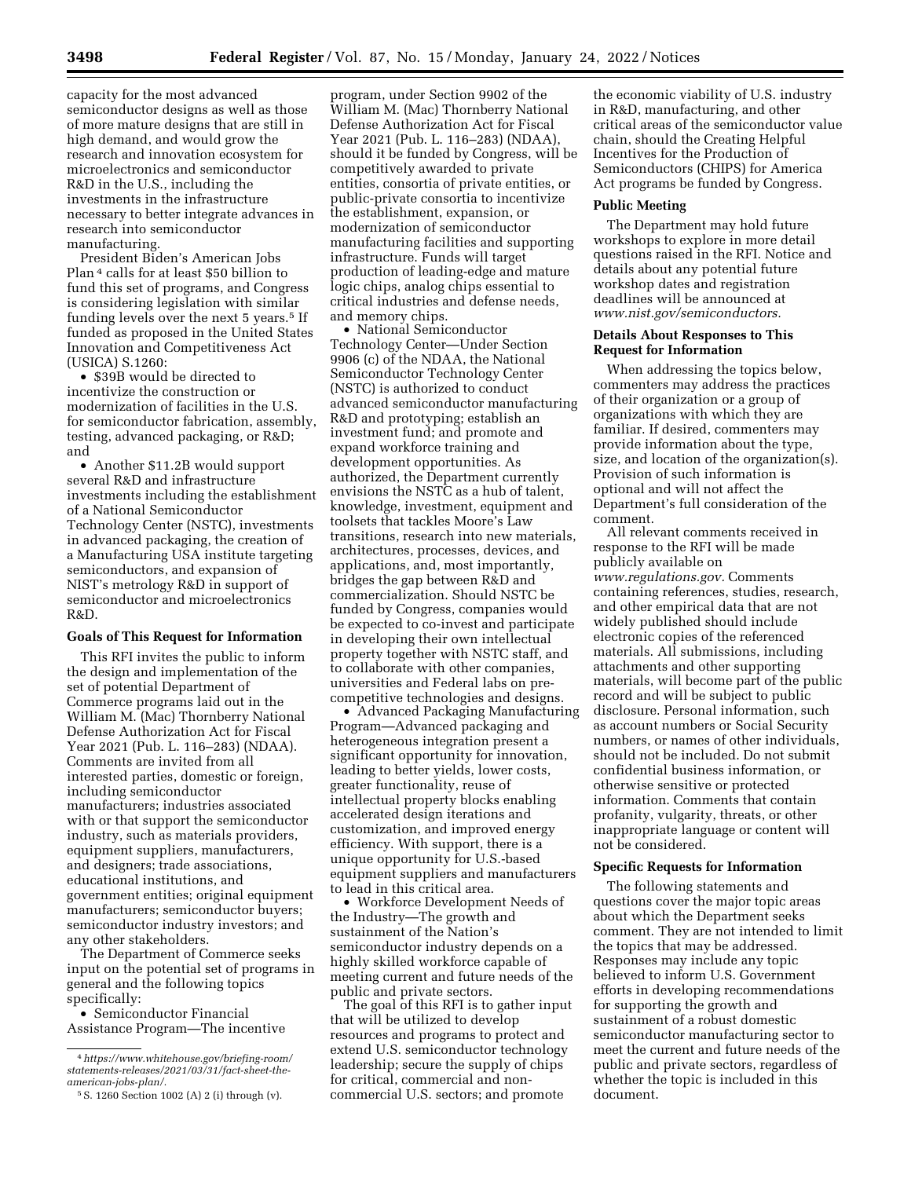capacity for the most advanced semiconductor designs as well as those of more mature designs that are still in high demand, and would grow the research and innovation ecosystem for microelectronics and semiconductor R&D in the U.S., including the investments in the infrastructure necessary to better integrate advances in research into semiconductor manufacturing.

President Biden's American Jobs Plan [4] calls for at least $50 billion to fund this set of programs, and Congress is considering legislation with similar funding levels over the next 5 years.[5] If funded as proposed in the United States Innovation and Competitiveness Act (USICA) S.1260:

- $39B would be directed to incentivize the construction or modernization of facilities in the U.S. for semiconductor fabrication, assembly, testing, advanced packaging, or R&D; and
- Another $11.2B would support several R&D and infrastructure investments including the establishment of a National Semiconductor Technology Center (NSTC), investments in advanced packaging, the creation of a Manufacturing USA institute targeting semiconductors, and expansion of NIST's metrology R&D in support of semiconductor and microelectronics R&D.

## Goals of This Request for Information

This RFI invites the public to inform the design and implementation of the set of potential Department of Commerce programs laid out in the William M. (Mac) Thornberry National Defense Authorization Act for Fiscal Year 2021 (Pub. L. 116–283) (NDAA). Comments are invited from all interested parties, domestic or foreign, including semiconductor manufacturers; industries associated with or that support the semiconductor industry, such as materials providers, equipment suppliers, manufacturers, and designers; trade associations, educational institutions, and government entities; original equipment manufacturers; semiconductor buyers; semiconductor industry investors; and any other stakeholders.

The Department of Commerce seeks input on the potential set of programs in general and the following topics specifically:

- Semiconductor Financial Assistance Program—The incentive program, under Section 9902 of the William M. (Mac) Thornberry National Defense Authorization Act for Fiscal Year 2021 (Pub. L. 116–283) (NDAA), should it be funded by Congress, will be competitively awarded to private entities, consortia of private entities, or public-private consortia to incentivize the establishment, expansion, or modernization of semiconductor manufacturing facilities and supporting infrastructure. Funds will target production of leading-edge and mature logic chips, analog chips essential to critical industries and defense needs, and memory chips.
- National Semiconductor Technology Center—Under Section 9906 (c) of the NDAA, the National Semiconductor Technology Center (NSTC) is authorized to conduct advanced semiconductor manufacturing R&D and prototyping; establish an investment fund; and promote and expand workforce training and development opportunities. As authorized, the Department currently envisions the NSTC as a hub of talent, knowledge, investment, equipment and toolsets that tackles Moore's Law transitions, research into new materials, architectures, processes, devices, and applications, and, most importantly, bridges the gap between R&D and commercialization. Should NSTC be funded by Congress, companies would be expected to co-invest and participate in developing their own intellectual property together with NSTC staff, and to collaborate with other companies, universities and Federal labs on pre-competitive technologies and designs.
- Advanced Packaging Manufacturing Program—Advanced packaging and heterogeneous integration present a significant opportunity for innovation, leading to better yields, lower costs, greater functionality, reuse of intellectual property blocks enabling accelerated design iterations and customization, and improved energy efficiency. With support, there is a unique opportunity for U.S.-based equipment suppliers and manufacturers to lead in this critical area.
- Workforce Development Needs of the Industry—The growth and sustainment of the Nation's semiconductor industry depends on a highly skilled workforce capable of meeting current and future needs of the public and private sectors.

The goal of this RFI is to gather input that will be utilized to develop resources and programs to protect and extend U.S. semiconductor technology leadership; secure the supply of chips for critical, commercial and non-commercial U.S. sectors; and promote the economic viability of U.S. industry in R&D, manufacturing, and other critical areas of the semiconductor value chain, should the Creating Helpful Incentives for the Production of Semiconductors (CHIPS) for America Act programs be funded by Congress.

## Public Meeting

The Department may hold future workshops to explore in more detail questions raised in the RFI. Notice and details about any potential future workshop dates and registration deadlines will be announced at *www.nist.gov/semiconductors.*

## Details About Responses to This Request for Information

When addressing the topics below, commenters may address the practices of their organization or a group of organizations with which they are familiar. If desired, commenters may provide information about the type, size, and location of the organization(s). Provision of such information is optional and will not affect the Department's full consideration of the comment.

All relevant comments received in response to the RFI will be made publicly available on *www.regulations.gov.* Comments containing references, studies, research, and other empirical data that are not widely published should include electronic copies of the referenced materials. All submissions, including attachments and other supporting materials, will become part of the public record and will be subject to public disclosure. Personal information, such as account numbers or Social Security numbers, or names of other individuals, should not be included. Do not submit confidential business information, or otherwise sensitive or protected information. Comments that contain profanity, vulgarity, threats, or other inappropriate language or content will not be considered.

## Specific Requests for Information

The following statements and questions cover the major topic areas about which the Department seeks comment. They are not intended to limit the topics that may be addressed. Responses may include any topic believed to inform U.S. Government efforts in developing recommendations for supporting the growth and sustainment of a robust domestic semiconductor manufacturing sector to meet the current and future needs of the public and private sectors, regardless of whether the topic is included in this document.

---

[4] *https://www.whitehouse.gov/briefing-room/statements-releases/2021/03/31/fact-sheet-the-american-jobs-plan/.*

[5] S. 1260 Section 1002 (A) 2 (i) through (v).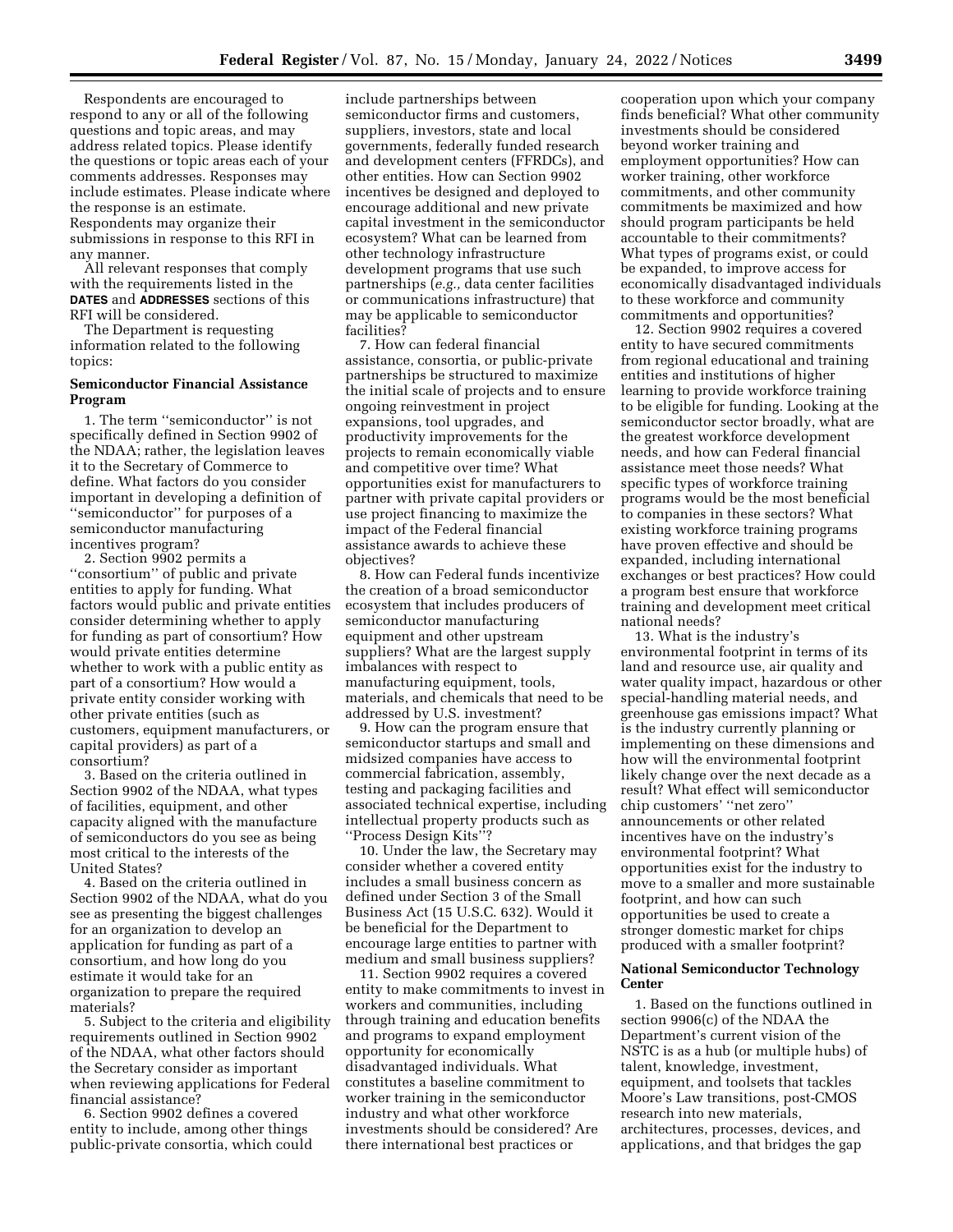Respondents are encouraged to respond to any or all of the following questions and topic areas, and may address related topics. Please identify the questions or topic areas each of your comments addresses. Responses may include estimates. Please indicate where the response is an estimate. Respondents may organize their submissions in response to this RFI in any manner.

All relevant responses that comply with the requirements listed in the **DATES** and **ADDRESSES** sections of this RFI will be considered.

The Department is requesting information related to the following topics:

**Semiconductor Financial Assistance Program**

1. The term ''semiconductor'' is not specifically defined in Section 9902 of the NDAA; rather, the legislation leaves it to the Secretary of Commerce to define. What factors do you consider important in developing a definition of ''semiconductor'' for purposes of a semiconductor manufacturing incentives program?

2. Section 9902 permits a ''consortium'' of public and private entities to apply for funding. What factors would public and private entities consider determining whether to apply for funding as part of consortium? How would private entities determine whether to work with a public entity as part of a consortium? How would a private entity consider working with other private entities (such as customers, equipment manufacturers, or capital providers) as part of a consortium?

3. Based on the criteria outlined in Section 9902 of the NDAA, what types of facilities, equipment, and other capacity aligned with the manufacture of semiconductors do you see as being most critical to the interests of the United States?

4. Based on the criteria outlined in Section 9902 of the NDAA, what do you see as presenting the biggest challenges for an organization to develop an application for funding as part of a consortium, and how long do you estimate it would take for an organization to prepare the required materials?

5. Subject to the criteria and eligibility requirements outlined in Section 9902 of the NDAA, what other factors should the Secretary consider as important when reviewing applications for Federal financial assistance?

6. Section 9902 defines a covered entity to include, among other things public-private consortia, which could include partnerships between semiconductor firms and customers, suppliers, investors, state and local governments, federally funded research and development centers (FFRDCs), and other entities. How can Section 9902 incentives be designed and deployed to encourage additional and new private capital investment in the semiconductor ecosystem? What can be learned from other technology infrastructure development programs that use such partnerships (*e.g.,* data center facilities or communications infrastructure) that may be applicable to semiconductor facilities?

7. How can federal financial assistance, consortia, or public-private partnerships be structured to maximize the initial scale of projects and to ensure ongoing reinvestment in project expansions, tool upgrades, and productivity improvements for the projects to remain economically viable and competitive over time? What opportunities exist for manufacturers to partner with private capital providers or use project financing to maximize the impact of the Federal financial assistance awards to achieve these objectives?

8. How can Federal funds incentivize the creation of a broad semiconductor ecosystem that includes producers of semiconductor manufacturing equipment and other upstream suppliers? What are the largest supply imbalances with respect to manufacturing equipment, tools, materials, and chemicals that need to be addressed by U.S. investment?

9. How can the program ensure that semiconductor startups and small and midsized companies have access to commercial fabrication, assembly, testing and packaging facilities and associated technical expertise, including intellectual property products such as ''Process Design Kits''?

10. Under the law, the Secretary may consider whether a covered entity includes a small business concern as defined under Section 3 of the Small Business Act (15 U.S.C. 632). Would it be beneficial for the Department to encourage large entities to partner with medium and small business suppliers?

11. Section 9902 requires a covered entity to make commitments to invest in workers and communities, including through training and education benefits and programs to expand employment opportunity for economically disadvantaged individuals. What constitutes a baseline commitment to worker training in the semiconductor industry and what other workforce investments should be considered? Are there international best practices or cooperation upon which your company finds beneficial? What other community investments should be considered beyond worker training and employment opportunities? How can worker training, other workforce commitments, and other community commitments be maximized and how should program participants be held accountable to their commitments? What types of programs exist, or could be expanded, to improve access for economically disadvantaged individuals to these workforce and community commitments and opportunities?

12. Section 9902 requires a covered entity to have secured commitments from regional educational and training entities and institutions of higher learning to provide workforce training to be eligible for funding. Looking at the semiconductor sector broadly, what are the greatest workforce development needs, and how can Federal financial assistance meet those needs? What specific types of workforce training programs would be the most beneficial to companies in these sectors? What existing workforce training programs have proven effective and should be expanded, including international exchanges or best practices? How could a program best ensure that workforce training and development meet critical national needs?

13. What is the industry's environmental footprint in terms of its land and resource use, air quality and water quality impact, hazardous or other special-handling material needs, and greenhouse gas emissions impact? What is the industry currently planning or implementing on these dimensions and how will the environmental footprint likely change over the next decade as a result? What effect will semiconductor chip customers' ''net zero'' announcements or other related incentives have on the industry's environmental footprint? What opportunities exist for the industry to move to a smaller and more sustainable footprint, and how can such opportunities be used to create a stronger domestic market for chips produced with a smaller footprint?

**National Semiconductor Technology Center**

1. Based on the functions outlined in section 9906(c) of the NDAA the Department's current vision of the NSTC is as a hub (or multiple hubs) of talent, knowledge, investment, equipment, and toolsets that tackles Moore's Law transitions, post-CMOS research into new materials, architectures, processes, devices, and applications, and that bridges the gap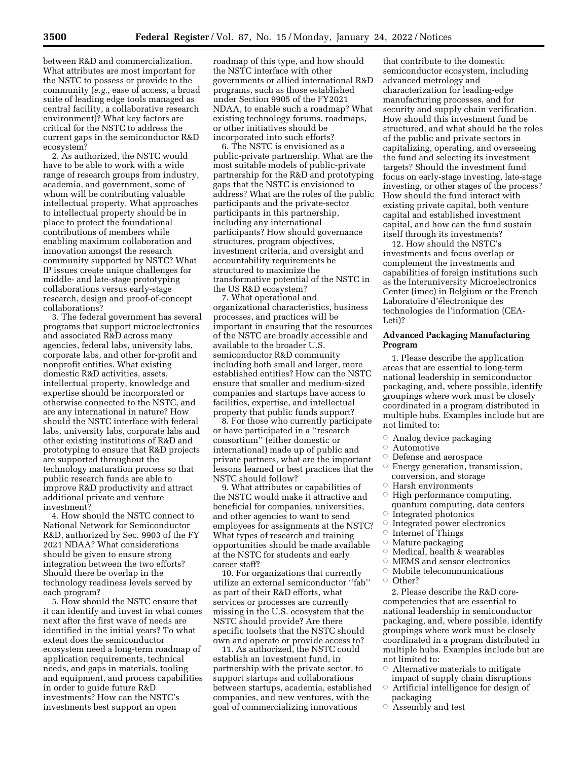between R&D and commercialization. What attributes are most important for the NSTC to possess or provide to the community (*e.g.,* ease of access, a broad suite of leading edge tools managed as central facility, a collaborative research environment)? What key factors are critical for the NSTC to address the current gaps in the semiconductor R&D ecosystem?

2. As authorized, the NSTC would have to be able to work with a wide range of research groups from industry, academia, and government, some of whom will be contributing valuable intellectual property. What approaches to intellectual property should be in place to protect the foundational contributions of members while enabling maximum collaboration and innovation amongst the research community supported by NSTC? What IP issues create unique challenges for middle- and late-stage prototyping collaborations versus early-stage research, design and proof-of-concept collaborations?

3. The federal government has several programs that support microelectronics and associated R&D across many agencies, federal labs, university labs, corporate labs, and other for-profit and nonprofit entities. What existing domestic R&D activities, assets, intellectual property, knowledge and expertise should be incorporated or otherwise connected to the NSTC, and are any international in nature? How should the NSTC interface with federal labs, university labs, corporate labs and other existing institutions of R&D and prototyping to ensure that R&D projects are supported throughout the technology maturation process so that public research funds are able to improve R&D productivity and attract additional private and venture investment?

4. How should the NSTC connect to National Network for Semiconductor R&D, authorized by Sec. 9903 of the FY 2021 NDAA? What considerations should be given to ensure strong integration between the two efforts? Should there be overlap in the technology readiness levels served by each program?

5. How should the NSTC ensure that it can identify and invest in what comes next after the first wave of needs are identified in the initial years? To what extent does the semiconductor ecosystem need a long-term roadmap of application requirements, technical needs, and gaps in materials, tooling and equipment, and process capabilities in order to guide future R&D investments? How can the NSTC's investments best support an open roadmap of this type, and how should the NSTC interface with other governments or allied international R&D programs, such as those established under Section 9905 of the FY2021 NDAA, to enable such a roadmap? What existing technology forums, roadmaps, or other initiatives should be incorporated into such efforts?

6. The NSTC is envisioned as a public-private partnership. What are the most suitable models of public-private partnership for the R&D and prototyping gaps that the NSTC is envisioned to address? What are the roles of the public participants and the private-sector participants in this partnership, including any international participants? How should governance structures, program objectives, investment criteria, and oversight and accountability requirements be structured to maximize the transformative potential of the NSTC in the US R&D ecosystem?

7. What operational and organizational characteristics, business processes, and practices will be important in ensuring that the resources of the NSTC are broadly accessible and available to the broader U.S. semiconductor R&D community including both small and larger, more established entities? How can the NSTC ensure that smaller and medium-sized companies and startups have access to facilities, expertise, and intellectual property that public funds support?

8. For those who currently participate or have participated in a ''research consortium'' (either domestic or international) made up of public and private partners, what are the important lessons learned or best practices that the NSTC should follow?

9. What attributes or capabilities of the NSTC would make it attractive and beneficial for companies, universities, and other agencies to want to send employees for assignments at the NSTC? What types of research and training opportunities should be made available at the NSTC for students and early career staff?

10. For organizations that currently utilize an external semiconductor ''fab'' as part of their R&D efforts, what services or processes are currently missing in the U.S. ecosystem that the NSTC should provide? Are there specific toolsets that the NSTC should own and operate or provide access to?

11. As authorized, the NSTC could establish an investment fund, in partnership with the private sector, to support startups and collaborations between startups, academia, established companies, and new ventures, with the goal of commercializing innovations that contribute to the domestic semiconductor ecosystem, including advanced metrology and characterization for leading-edge manufacturing processes, and for security and supply chain verification. How should this investment fund be structured, and what should be the roles of the public and private sectors in capitalizing, operating, and overseeing the fund and selecting its investment targets? Should the investment fund focus on early-stage investing, late-stage investing, or other stages of the process? How should the fund interact with existing private capital, both venture capital and established investment capital, and how can the fund sustain itself through its investments?

12. How should the NSTC's investments and focus overlap or complement the investments and capabilities of foreign institutions such as the Interuniversity Microelectronics Center (imec) in Belgium or the French Laboratoire d'électronique des technologies de l'information (CEA-Leti)?

**Advanced Packaging Manufacturing Program**

1. Please describe the application areas that are essential to long-term national leadership in semiconductor packaging, and, where possible, identify groupings where work must be closely coordinated in a program distributed in multiple hubs. Examples include but are not limited to:

- Analog device packaging
- Automotive
- Defense and aerospace
- Energy generation, transmission, conversion, and storage
- Harsh environments
- High performance computing, quantum computing, data centers
- Integrated photonics
- Integrated power electronics
- Internet of Things
- Mature packaging
- Medical, health & wearables
- MEMS and sensor electronics
- Mobile telecommunications
- Other?

2. Please describe the R&D core-competencies that are essential to national leadership in semiconductor packaging, and, where possible, identify groupings where work must be closely coordinated in a program distributed in multiple hubs. Examples include but are not limited to:

- Alternative materials to mitigate impact of supply chain disruptions
- Artificial intelligence for design of packaging
- Assembly and test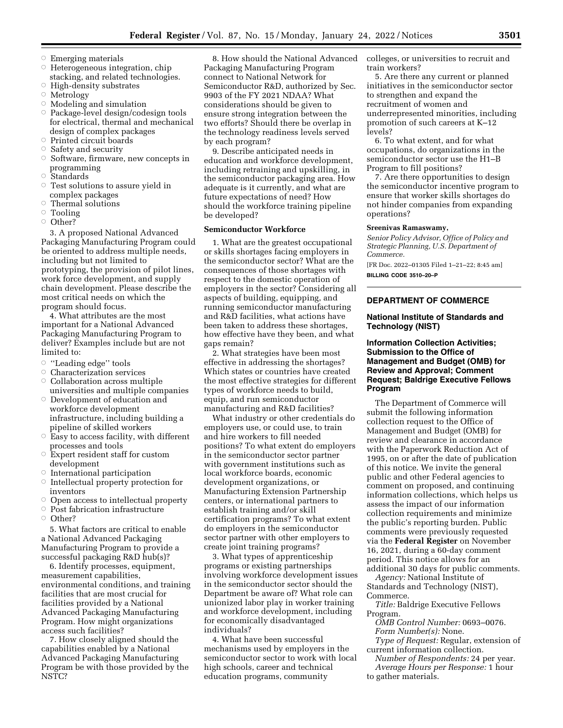- Emerging materials
- Heterogeneous integration, chip stacking, and related technologies.
- High-density substrates
- Metrology
- Modeling and simulation
- Package-level design/codesign tools for electrical, thermal and mechanical design of complex packages
- Printed circuit boards
- Safety and security
- Software, firmware, new concepts in programming
- Standards
- Test solutions to assure yield in complex packages
- Thermal solutions
- Tooling
- Other?

3. A proposed National Advanced Packaging Manufacturing Program could be oriented to address multiple needs, including but not limited to prototyping, the provision of pilot lines, work force development, and supply chain development. Please describe the most critical needs on which the program should focus.

4. What attributes are the most important for a National Advanced Packaging Manufacturing Program to deliver? Examples include but are not limited to:

- ''Leading edge'' tools
- Characterization services
- Collaboration across multiple universities and multiple companies
- Development of education and workforce development infrastructure, including building a pipeline of skilled workers
- Easy to access facility, with different processes and tools
- Expert resident staff for custom development
- International participation
- Intellectual property protection for inventors
- Open access to intellectual property
- Post fabrication infrastructure
- Other?

5. What factors are critical to enable a National Advanced Packaging Manufacturing Program to provide a successful packaging R&D hub(s)?

6. Identify processes, equipment, measurement capabilities, environmental conditions, and training facilities that are most crucial for facilities provided by a National Advanced Packaging Manufacturing Program. How might organizations access such facilities?

7. How closely aligned should the capabilities enabled by a National Advanced Packaging Manufacturing Program be with those provided by the NSTC?

8. How should the National Advanced Packaging Manufacturing Program connect to National Network for Semiconductor R&D, authorized by Sec. 9903 of the FY 2021 NDAA? What considerations should be given to ensure strong integration between the two efforts? Should there be overlap in the technology readiness levels served by each program?

9. Describe anticipated needs in education and workforce development, including retraining and upskilling, in the semiconductor packaging area. How adequate is it currently, and what are future expectations of need? How should the workforce training pipeline be developed?

**Semiconductor Workforce**

1. What are the greatest occupational or skills shortages facing employers in the semiconductor sector? What are the consequences of those shortages with respect to the domestic operation of employers in the sector? Considering all aspects of building, equipping, and running semiconductor manufacturing and R&D facilities, what actions have been taken to address these shortages, how effective have they been, and what gaps remain?

2. What strategies have been most effective in addressing the shortages? Which states or countries have created the most effective strategies for different types of workforce needs to build, equip, and run semiconductor manufacturing and R&D facilities?

What industry or other credentials do employers use, or could use, to train and hire workers to fill needed positions? To what extent do employers in the semiconductor sector partner with government institutions such as local workforce boards, economic development organizations, or Manufacturing Extension Partnership centers, or international partners to establish training and/or skill certification programs? To what extent do employers in the semiconductor sector partner with other employers to create joint training programs?

3. What types of apprenticeship programs or existing partnerships involving workforce development issues in the semiconductor sector should the Department be aware of? What role can unionized labor play in worker training and workforce development, including for economically disadvantaged individuals?

4. What have been successful mechanisms used by employers in the semiconductor sector to work with local high schools, career and technical education programs, community colleges, or universities to recruit and train workers?

5. Are there any current or planned initiatives in the semiconductor sector to strengthen and expand the recruitment of women and underrepresented minorities, including promotion of such careers at K–12 levels?

6. To what extent, and for what occupations, do organizations in the semiconductor sector use the H1–B Program to fill positions?

7. Are there opportunities to design the semiconductor incentive program to ensure that worker skills shortages do not hinder companies from expanding operations?

**Sreenivas Ramaswamy,**

*Senior Policy Advisor, Office of Policy and Strategic Planning, U.S. Department of Commerce.*

[FR Doc. 2022–01305 Filed 1–21–22; 8:45 am]

**BILLING CODE 3510–20–P**

---

## DEPARTMENT OF COMMERCE

### National Institute of Standards and Technology (NIST)

### Information Collection Activities; Submission to the Office of Management and Budget (OMB) for Review and Approval; Comment Request; Baldrige Executive Fellows Program

The Department of Commerce will submit the following information collection request to the Office of Management and Budget (OMB) for review and clearance in accordance with the Paperwork Reduction Act of 1995, on or after the date of publication of this notice. We invite the general public and other Federal agencies to comment on proposed, and continuing information collections, which helps us assess the impact of our information collection requirements and minimize the public's reporting burden. Public comments were previously requested via the **Federal Register** on November 16, 2021, during a 60-day comment period. This notice allows for an additional 30 days for public comments.

*Agency:* National Institute of Standards and Technology (NIST), Commerce.

*Title:* Baldrige Executive Fellows Program.

*OMB Control Number:* 0693–0076.

*Form Number(s):* None.

*Type of Request:* Regular, extension of current information collection.

*Number of Respondents:* 24 per year.

*Average Hours per Response:* 1 hour to gather materials.